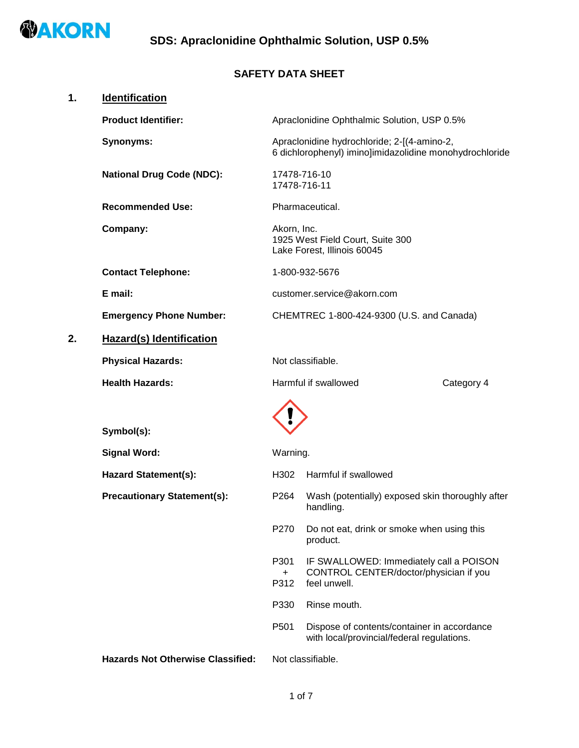# SDS: Apraclonidine Ophthalmic Solution, USP 0.5%

## SAFETY DATA SHEET

## 1. Identification

**Product Identifier:** Apraclonidine Ophthalmic Solution, USP 0.5%

**Synonyms:** Apraclonidine hydrochloride; 2-[(4-amino-2, 6 dichlorophenyl) imino]imidazolidine monohydrochloride

**National Drug Code (NDC):** 17478-716-10
17478-716-11

**Recommended Use:** Pharmaceutical.

**Company:** Akorn, Inc.
1925 West Field Court, Suite 300
Lake Forest, Illinois 60045

**Contact Telephone:** 1-800-932-5676

**E mail:** customer.service@akorn.com

**Emergency Phone Number:** CHEMTREC 1-800-424-9300 (U.S. and Canada)

## 2. Hazard(s) Identification

**Physical Hazards:** Not classifiable.

**Health Hazards:** Harmful if swallowed — Category 4

**Symbol(s):**

**Signal Word:** Warning.

**Hazard Statement(s):**

H302 Harmful if swallowed

**Precautionary Statement(s):**

P264 Wash (potentially) exposed skin thoroughly after handling.

P270 Do not eat, drink or smoke when using this product.

P301 + P312 IF SWALLOWED: Immediately call a POISON CONTROL CENTER/doctor/physician if you feel unwell.

P330 Rinse mouth.

P501 Dispose of contents/container in accordance with local/provincial/federal regulations.

**Hazards Not Otherwise Classified:** Not classifiable.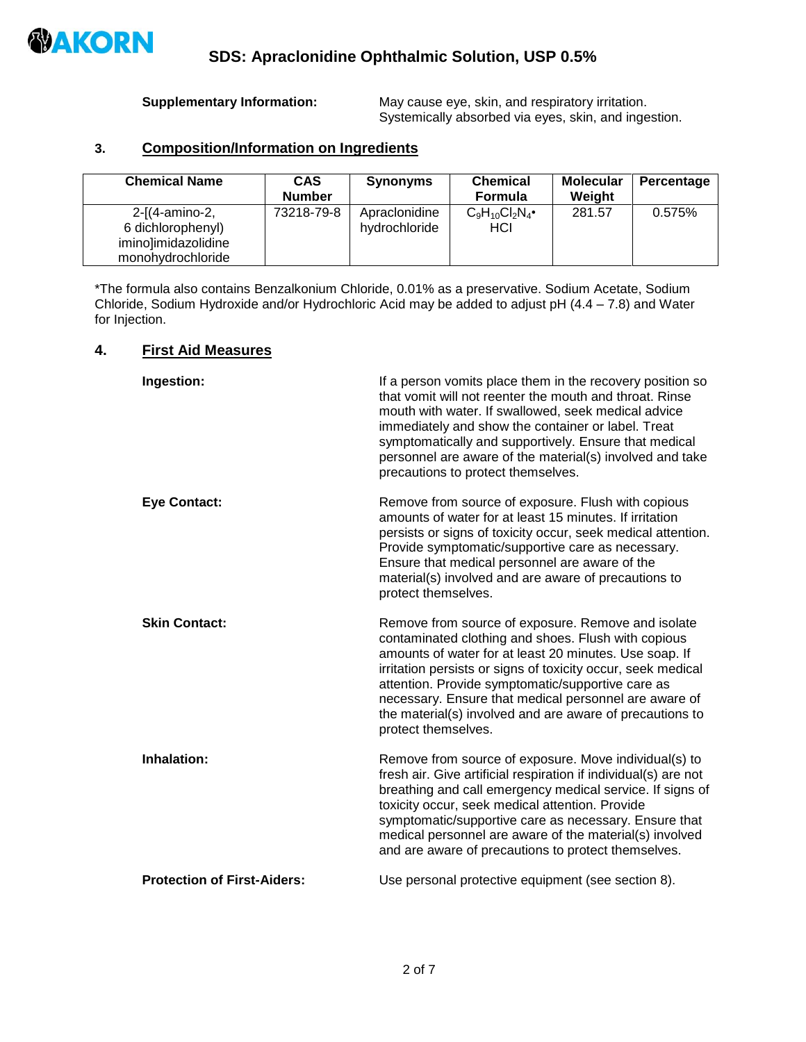**Supplementary Information:** May cause eye, skin, and respiratory irritation. Systemically absorbed via eyes, skin, and ingestion.

## 3. Composition/Information on Ingredients

| Chemical Name | CAS Number | Synonyms | Chemical Formula | Molecular Weight | Percentage |
|---|---|---|---|---|---|
| 2-[(4-amino-2, 6 dichlorophenyl) imino]imidazolidine monohydrochloride | 73218-79-8 | Apraclonidine hydrochloride | $C_9H_{10}Cl_2N_4$• HCl | 281.57 | 0.575% |

*The formula also contains Benzalkonium Chloride, 0.01% as a preservative. Sodium Acetate, Sodium Chloride, Sodium Hydroxide and/or Hydrochloric Acid may be added to adjust pH (4.4 – 7.8) and Water for Injection.

## 4. First Aid Measures

**Ingestion:** If a person vomits place them in the recovery position so that vomit will not reenter the mouth and throat. Rinse mouth with water. If swallowed, seek medical advice immediately and show the container or label. Treat symptomatically and supportively. Ensure that medical personnel are aware of the material(s) involved and take precautions to protect themselves.

**Eye Contact:** Remove from source of exposure. Flush with copious amounts of water for at least 15 minutes. If irritation persists or signs of toxicity occur, seek medical attention. Provide symptomatic/supportive care as necessary. Ensure that medical personnel are aware of the material(s) involved and are aware of precautions to protect themselves.

**Skin Contact:** Remove from source of exposure. Remove and isolate contaminated clothing and shoes. Flush with copious amounts of water for at least 20 minutes. Use soap. If irritation persists or signs of toxicity occur, seek medical attention. Provide symptomatic/supportive care as necessary. Ensure that medical personnel are aware of the material(s) involved and are aware of precautions to protect themselves.

**Inhalation:** Remove from source of exposure. Move individual(s) to fresh air. Give artificial respiration if individual(s) are not breathing and call emergency medical service. If signs of toxicity occur, seek medical attention. Provide symptomatic/supportive care as necessary. Ensure that medical personnel are aware of the material(s) involved and are aware of precautions to protect themselves.

**Protection of First-Aiders:** Use personal protective equipment (see section 8).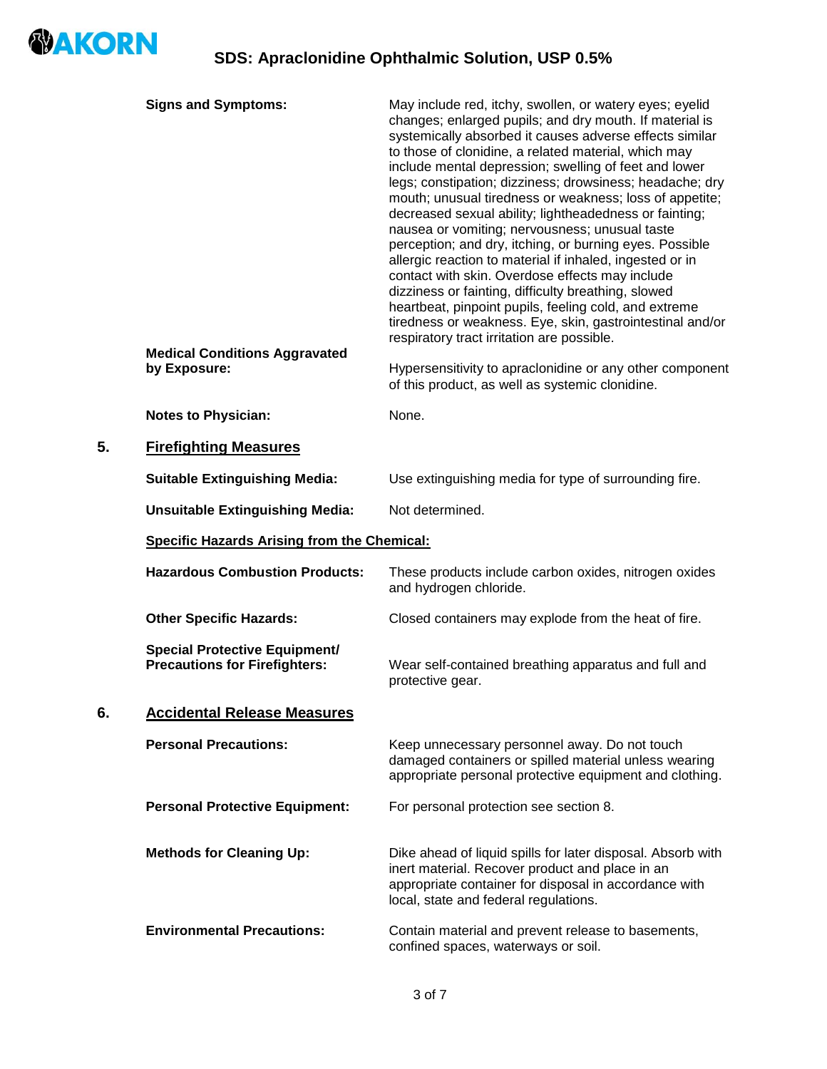**Signs and Symptoms:** May include red, itchy, swollen, or watery eyes; eyelid changes; enlarged pupils; and dry mouth. If material is systemically absorbed it causes adverse effects similar to those of clonidine, a related material, which may include mental depression; swelling of feet and lower legs; constipation; dizziness; drowsiness; headache; dry mouth; unusual tiredness or weakness; loss of appetite; decreased sexual ability; lightheadedness or fainting; nausea or vomiting; nervousness; unusual taste perception; and dry, itching, or burning eyes. Possible allergic reaction to material if inhaled, ingested or in contact with skin. Overdose effects may include dizziness or fainting, difficulty breathing, slowed heartbeat, pinpoint pupils, feeling cold, and extreme tiredness or weakness. Eye, skin, gastrointestinal and/or respiratory tract irritation are possible.

**Medical Conditions Aggravated by Exposure:** Hypersensitivity to apraclonidine or any other component of this product, as well as systemic clonidine.

**Notes to Physician:** None.

## 5. Firefighting Measures

**Suitable Extinguishing Media:** Use extinguishing media for type of surrounding fire.

**Unsuitable Extinguishing Media:** Not determined.

**Specific Hazards Arising from the Chemical:**

**Hazardous Combustion Products:** These products include carbon oxides, nitrogen oxides and hydrogen chloride.

**Other Specific Hazards:** Closed containers may explode from the heat of fire.

**Special Protective Equipment/ Precautions for Firefighters:** Wear self-contained breathing apparatus and full and protective gear.

## 6. Accidental Release Measures

**Personal Precautions:** Keep unnecessary personnel away. Do not touch damaged containers or spilled material unless wearing appropriate personal protective equipment and clothing.

**Personal Protective Equipment:** For personal protection see section 8.

**Methods for Cleaning Up:** Dike ahead of liquid spills for later disposal. Absorb with inert material. Recover product and place in an appropriate container for disposal in accordance with local, state and federal regulations.

**Environmental Precautions:** Contain material and prevent release to basements, confined spaces, waterways or soil.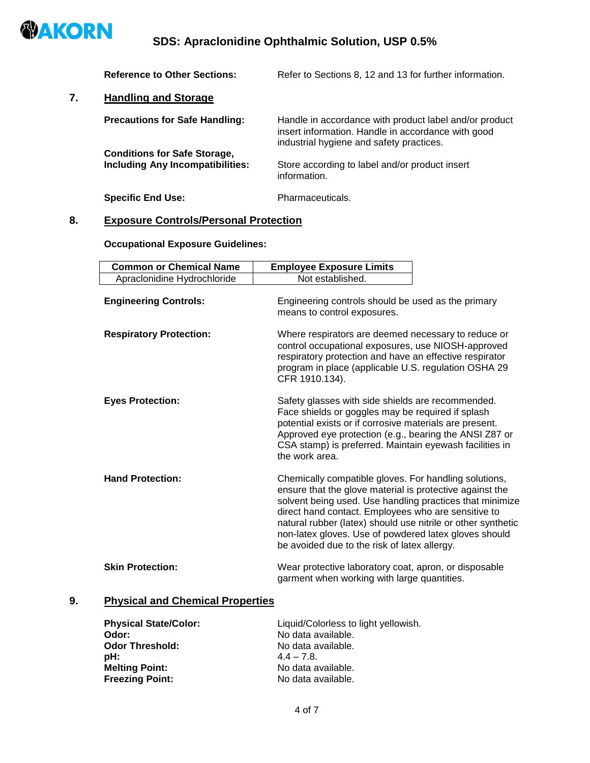**Reference to Other Sections:** Refer to Sections 8, 12 and 13 for further information.

## 7. Handling and Storage

**Precautions for Safe Handling:** Handle in accordance with product label and/or product insert information. Handle in accordance with good industrial hygiene and safety practices.

**Conditions for Safe Storage, Including Any Incompatibilities:** Store according to label and/or product insert information.

**Specific End Use:** Pharmaceuticals.

## 8. Exposure Controls/Personal Protection

**Occupational Exposure Guidelines:**

| Common or Chemical Name | Employee Exposure Limits |
|---|---|
| Apraclonidine Hydrochloride | Not established. |

**Engineering Controls:** Engineering controls should be used as the primary means to control exposures.

**Respiratory Protection:** Where respirators are deemed necessary to reduce or control occupational exposures, use NIOSH-approved respiratory protection and have an effective respirator program in place (applicable U.S. regulation OSHA 29 CFR 1910.134).

**Eyes Protection:** Safety glasses with side shields are recommended. Face shields or goggles may be required if splash potential exists or if corrosive materials are present. Approved eye protection (e.g., bearing the ANSI Z87 or CSA stamp) is preferred. Maintain eyewash facilities in the work area.

**Hand Protection:** Chemically compatible gloves. For handling solutions, ensure that the glove material is protective against the solvent being used. Use handling practices that minimize direct hand contact. Employees who are sensitive to natural rubber (latex) should use nitrile or other synthetic non-latex gloves. Use of powdered latex gloves should be avoided due to the risk of latex allergy.

**Skin Protection:** Wear protective laboratory coat, apron, or disposable garment when working with large quantities.

## 9. Physical and Chemical Properties

**Physical State/Color:** Liquid/Colorless to light yellowish.
**Odor:** No data available.
**Odor Threshold:** No data available.
**pH:** 4.4 – 7.8.
**Melting Point:** No data available.
**Freezing Point:** No data available.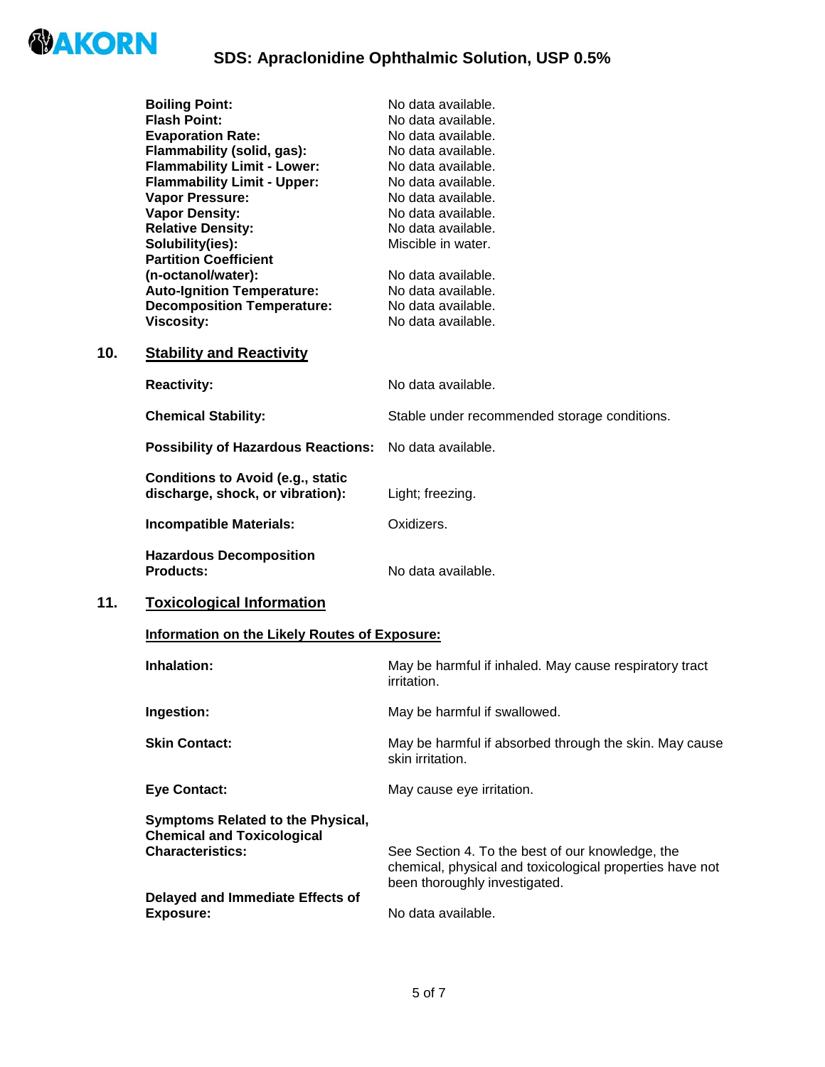| | |
|---|---|
| **Boiling Point:** | No data available. |
| **Flash Point:** | No data available. |
| **Evaporation Rate:** | No data available. |
| **Flammability (solid, gas):** | No data available. |
| **Flammability Limit - Lower:** | No data available. |
| **Flammability Limit - Upper:** | No data available. |
| **Vapor Pressure:** | No data available. |
| **Vapor Density:** | No data available. |
| **Relative Density:** | No data available. |
| **Solubility(ies):** | Miscible in water. |
| **Partition Coefficient (n-octanol/water):** | No data available. |
| **Auto-Ignition Temperature:** | No data available. |
| **Decomposition Temperature:** | No data available. |
| **Viscosity:** | No data available. |

## 10. Stability and Reactivity

**Reactivity:** No data available.

**Chemical Stability:** Stable under recommended storage conditions.

**Possibility of Hazardous Reactions:** No data available.

**Conditions to Avoid (e.g., static discharge, shock, or vibration):** Light; freezing.

**Incompatible Materials:** Oxidizers.

**Hazardous Decomposition Products:** No data available.

## 11. Toxicological Information

**Information on the Likely Routes of Exposure:**

**Inhalation:** May be harmful if inhaled. May cause respiratory tract irritation.

**Ingestion:** May be harmful if swallowed.

**Skin Contact:** May be harmful if absorbed through the skin. May cause skin irritation.

**Eye Contact:** May cause eye irritation.

**Symptoms Related to the Physical, Chemical and Toxicological Characteristics:** See Section 4. To the best of our knowledge, the chemical, physical and toxicological properties have not been thoroughly investigated.

**Delayed and Immediate Effects of Exposure:** No data available.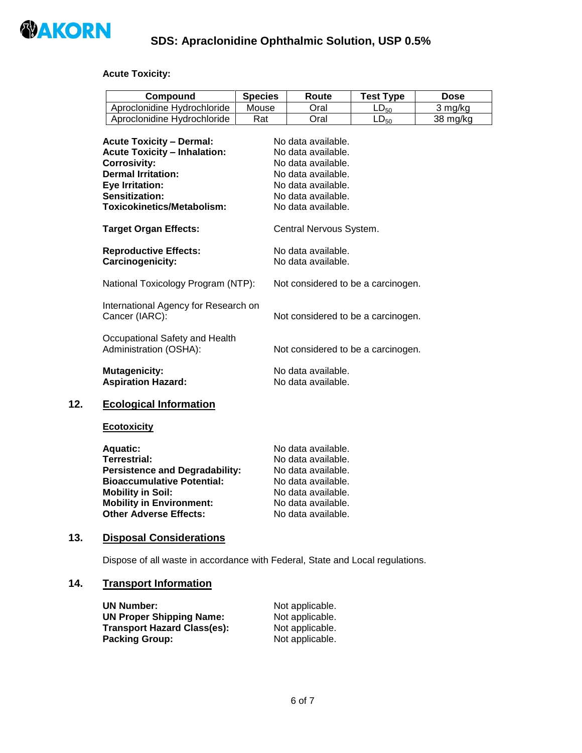**Acute Toxicity:**

| Compound | Species | Route | Test Type | Dose |
|---|---|---|---|---|
| Aproclonidine Hydrochloride | Mouse | Oral | $LD_{50}$ | 3 mg/kg |
| Aproclonidine Hydrochloride | Rat | Oral | $LD_{50}$ | 38 mg/kg |

**Acute Toxicity – Dermal:** No data available.
**Acute Toxicity – Inhalation:** No data available.
**Corrosivity:** No data available.
**Dermal Irritation:** No data available.
**Eye Irritation:** No data available.
**Sensitization:** No data available.
**Toxicokinetics/Metabolism:** No data available.

**Target Organ Effects:** Central Nervous System.

**Reproductive Effects:** No data available.
**Carcinogenicity:** No data available.

National Toxicology Program (NTP): Not considered to be a carcinogen.

International Agency for Research on Cancer (IARC): Not considered to be a carcinogen.

Occupational Safety and Health Administration (OSHA): Not considered to be a carcinogen.

**Mutagenicity:** No data available.
**Aspiration Hazard:** No data available.

## 12. Ecological Information

### Ecotoxicity

**Aquatic:** No data available.
**Terrestrial:** No data available.
**Persistence and Degradability:** No data available.
**Bioaccumulative Potential:** No data available.
**Mobility in Soil:** No data available.
**Mobility in Environment:** No data available.
**Other Adverse Effects:** No data available.

## 13. Disposal Considerations

Dispose of all waste in accordance with Federal, State and Local regulations.

## 14. Transport Information

**UN Number:** Not applicable.
**UN Proper Shipping Name:** Not applicable.
**Transport Hazard Class(es):** Not applicable.
**Packing Group:** Not applicable.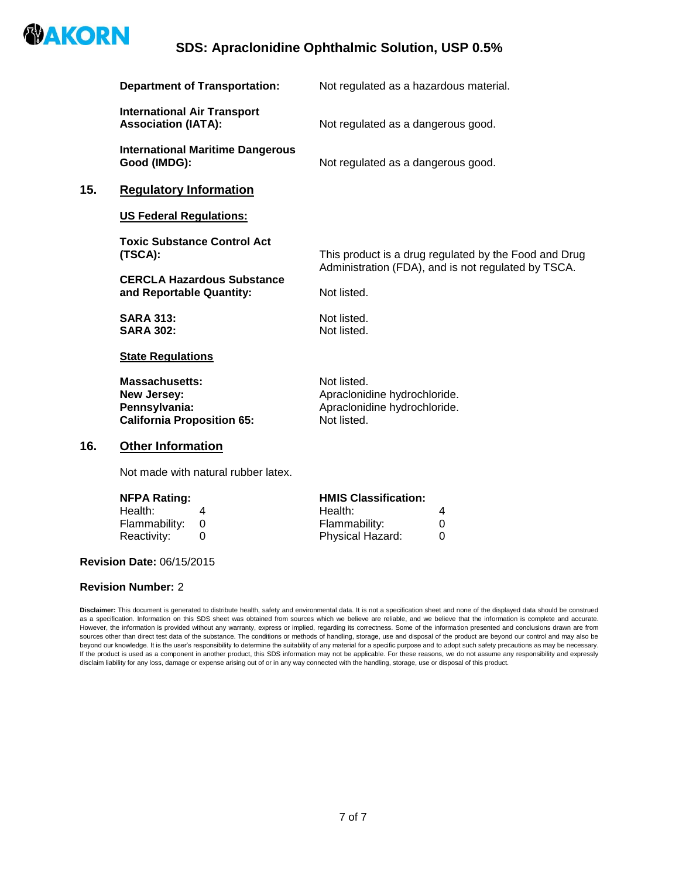**Department of Transportation:** Not regulated as a hazardous material.

**International Air Transport Association (IATA):** Not regulated as a dangerous good.

**International Maritime Dangerous Good (IMDG):** Not regulated as a dangerous good.

## 15. Regulatory Information

### US Federal Regulations:

**Toxic Substance Control Act (TSCA):** This product is a drug regulated by the Food and Drug Administration (FDA), and is not regulated by TSCA.

**CERCLA Hazardous Substance and Reportable Quantity:** Not listed.

**SARA 313:** Not listed.
**SARA 302:** Not listed.

### State Regulations

**Massachusetts:** Not listed.
**New Jersey:** Apraclonidine hydrochloride.
**Pennsylvania:** Apraclonidine hydrochloride.
**California Proposition 65:** Not listed.

## 16. Other Information

Not made with natural rubber latex.

**NFPA Rating:**

| | |
|---|---|
| Health: | 4 |
| Flammability: | 0 |
| Reactivity: | 0 |

**HMIS Classification:**

| | |
|---|---|
| Health: | 4 |
| Flammability: | 0 |
| Physical Hazard: | 0 |

**Revision Date:** 06/15/2015

**Revision Number:** 2

**Disclaimer:** This document is generated to distribute health, safety and environmental data. It is not a specification sheet and none of the displayed data should be construed as a specification. Information on this SDS sheet was obtained from sources which we believe are reliable, and we believe that the information is complete and accurate. However, the information is provided without any warranty, express or implied, regarding its correctness. Some of the information presented and conclusions drawn are from sources other than direct test data of the substance. The conditions or methods of handling, storage, use and disposal of the product are beyond our control and may also be beyond our knowledge. It is the user's responsibility to determine the suitability of any material for a specific purpose and to adopt such safety precautions as may be necessary. If the product is used as a component in another product, this SDS information may not be applicable. For these reasons, we do not assume any responsibility and expressly disclaim liability for any loss, damage or expense arising out of or in any way connected with the handling, storage, use or disposal of this product.